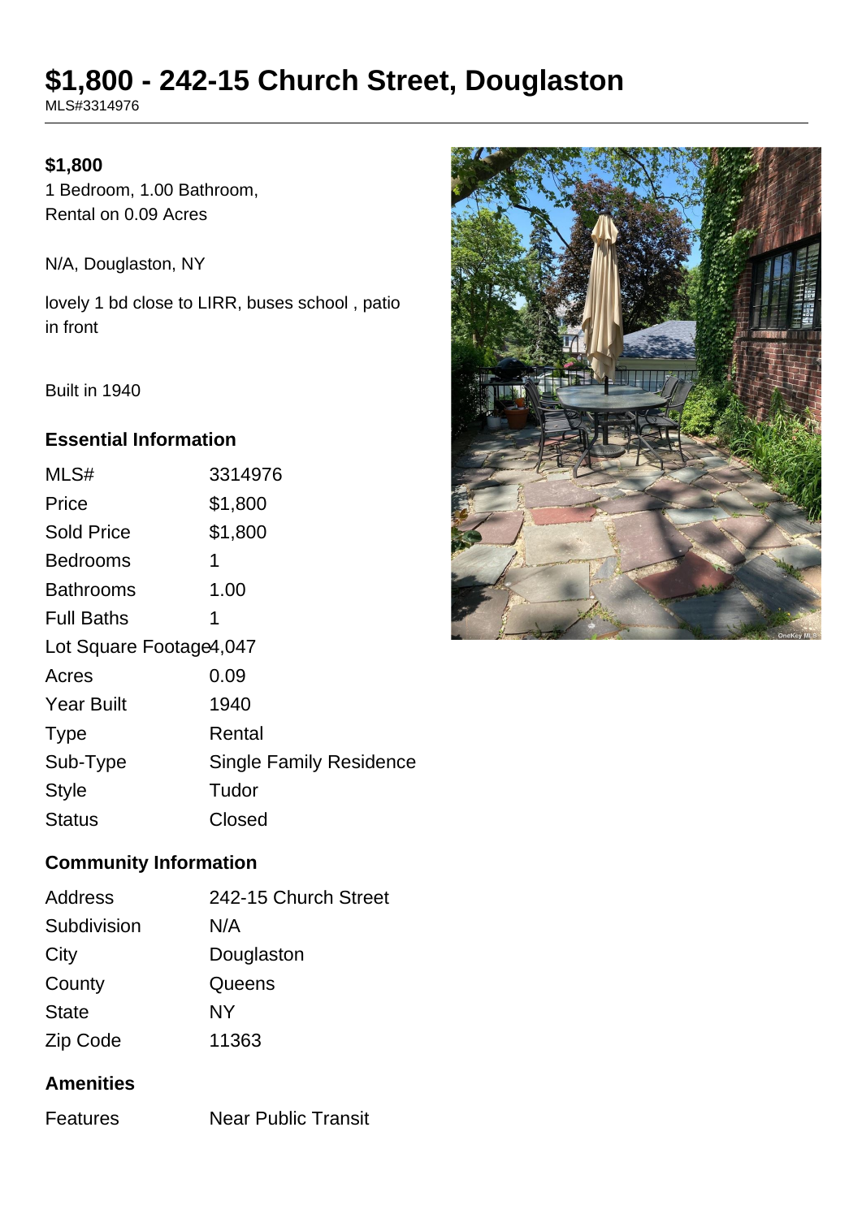# $1,800 - 242-15 Church Street, Douglaston

MLS#3314976

**$1,800**

1 Bedroom, 1.00 Bathroom,
Rental on 0.09 Acres

N/A, Douglaston, NY

lovely 1 bd close to LIRR, buses school , patio in front

Built in 1940

### Essential Information

| | |
|---|---|
| MLS# | 3314976 |
| Price | $1,800 |
| Sold Price | $1,800 |
| Bedrooms | 1 |
| Bathrooms | 1.00 |
| Full Baths | 1 |
| Lot Square Footage | 4,047 |
| Acres | 0.09 |
| Year Built | 1940 |
| Type | Rental |
| Sub-Type | Single Family Residence |
| Style | Tudor |
| Status | Closed |

### Community Information

| | |
|---|---|
| Address | 242-15 Church Street |
| Subdivision | N/A |
| City | Douglaston |
| County | Queens |
| State | NY |
| Zip Code | 11363 |

### Amenities

| | |
|---|---|
| Features | Near Public Transit |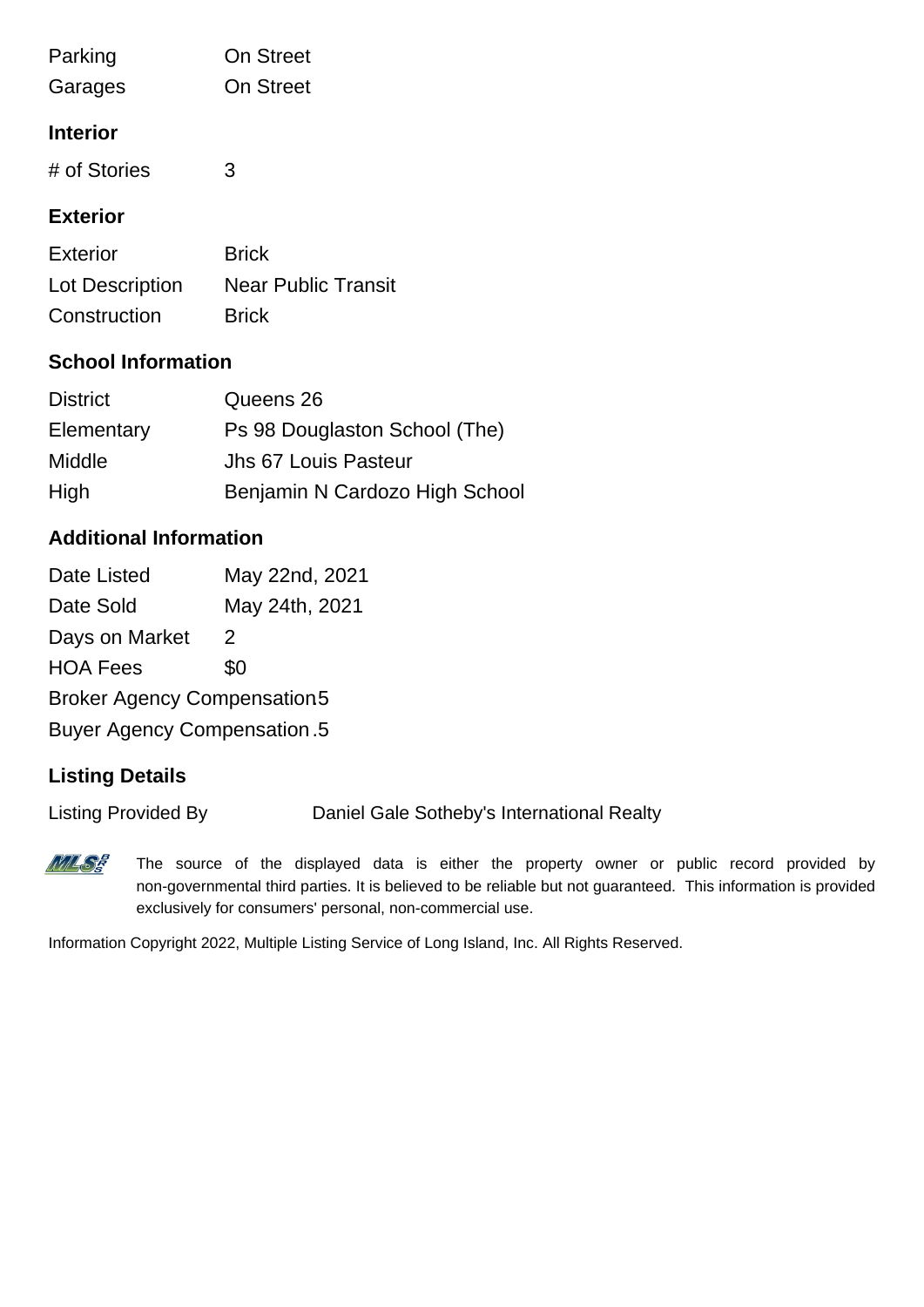| | |
|---|---|
| Parking | On Street |
| Garages | On Street |

### Interior

| | |
|---|---|
| # of Stories | 3 |

### Exterior

| | |
|---|---|
| Exterior | Brick |
| Lot Description | Near Public Transit |
| Construction | Brick |

### School Information

| | |
|---|---|
| District | Queens 26 |
| Elementary | Ps 98 Douglaston School (The) |
| Middle | Jhs 67 Louis Pasteur |
| High | Benjamin N Cardozo High School |

### Additional Information

| | |
|---|---|
| Date Listed | May 22nd, 2021 |
| Date Sold | May 24th, 2021 |
| Days on Market | 2 |
| HOA Fees | $0 |
| Broker Agency Compensation | 5 |
| Buyer Agency Compensation | .5 |

### Listing Details

| | |
|---|---|
| Listing Provided By | Daniel Gale Sotheby's International Realty |

The source of the displayed data is either the property owner or public record provided by non-governmental third parties. It is believed to be reliable but not guaranteed. This information is provided exclusively for consumers' personal, non-commercial use.

Information Copyright 2022, Multiple Listing Service of Long Island, Inc. All Rights Reserved.